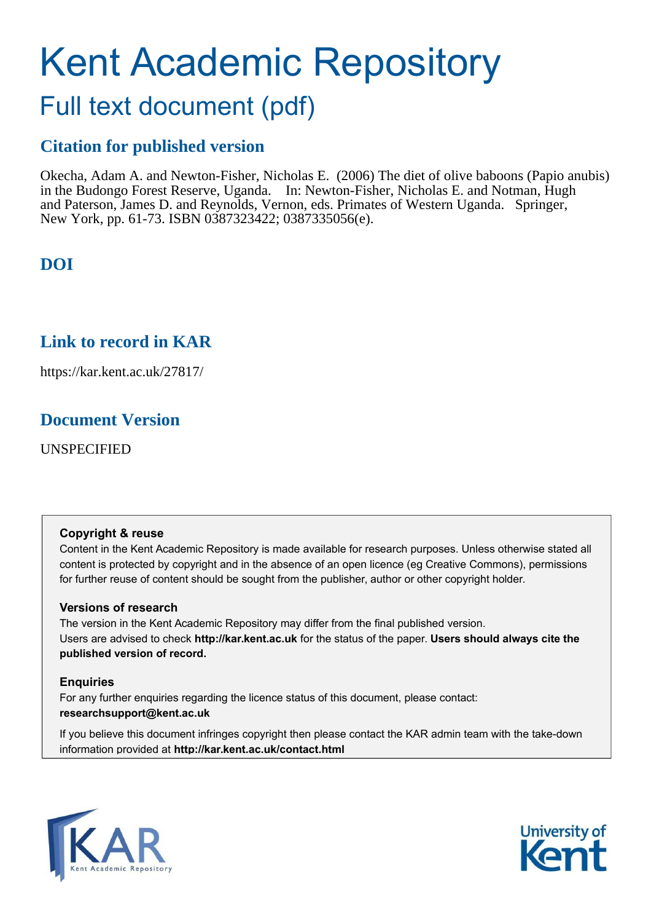# Kent Academic Repository

## Full text document (pdf)

### Citation for published version

Okecha, Adam A. and Newton-Fisher, Nicholas E. (2006) The diet of olive baboons (Papio anubis) in the Budongo Forest Reserve, Uganda. In: Newton-Fisher, Nicholas E. and Notman, Hugh and Paterson, James D. and Reynolds, Vernon, eds. Primates of Western Uganda. Springer, New York, pp. 61-73. ISBN 0387323422; 0387335056(e).

### DOI

### Link to record in KAR

https://kar.kent.ac.uk/27817/

### Document Version

UNSPECIFIED

**Copyright & reuse**

Content in the Kent Academic Repository is made available for research purposes. Unless otherwise stated all content is protected by copyright and in the absence of an open licence (eg Creative Commons), permissions for further reuse of content should be sought from the publisher, author or other copyright holder.

**Versions of research**

The version in the Kent Academic Repository may differ from the final published version. Users are advised to check **http://kar.kent.ac.uk** for the status of the paper. **Users should always cite the published version of record.**

**Enquiries**

For any further enquiries regarding the licence status of this document, please contact: **researchsupport@kent.ac.uk**

If you believe this document infringes copyright then please contact the KAR admin team with the take-down information provided at **http://kar.kent.ac.uk/contact.html**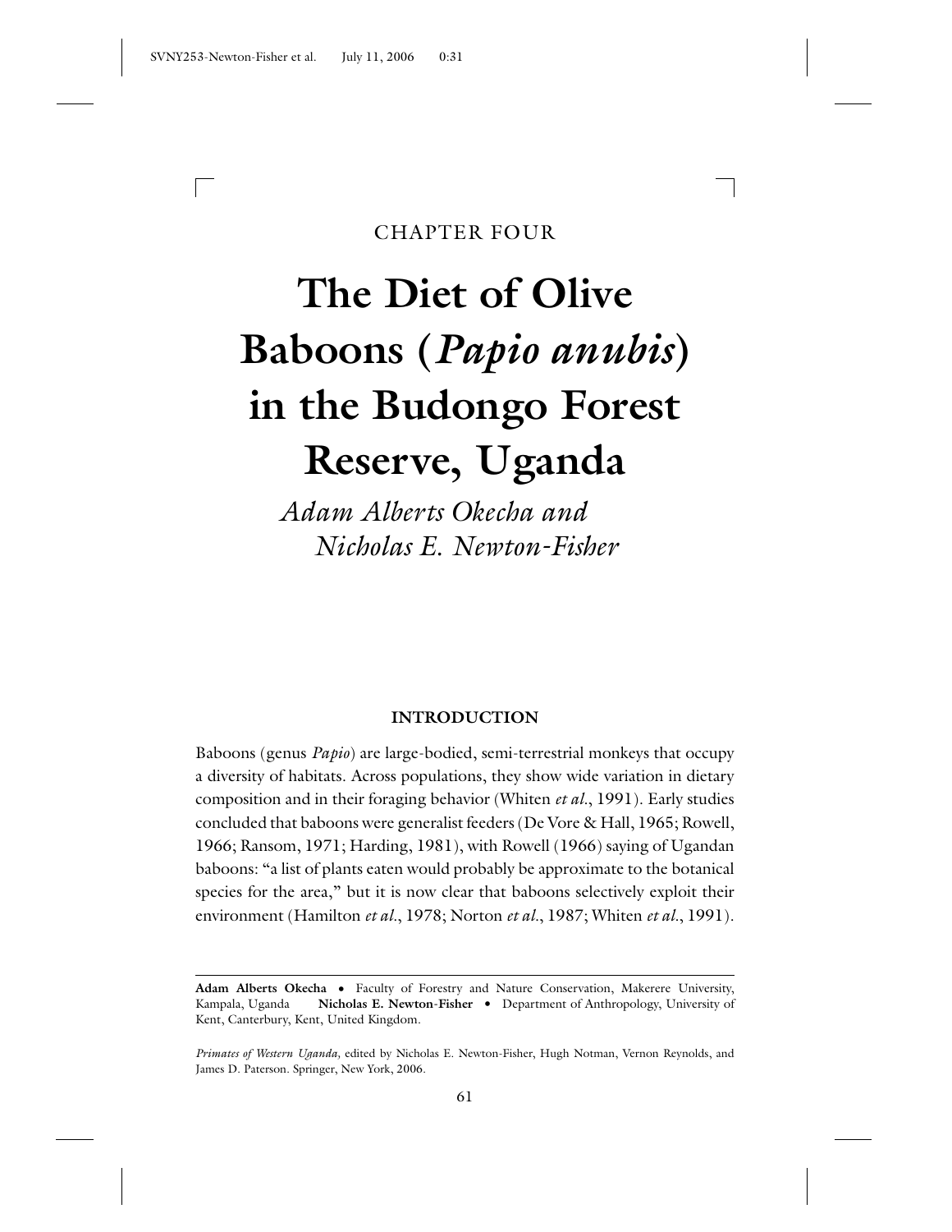CHAPTER FOUR

# The Diet of Olive Baboons (*Papio anubis*) in the Budongo Forest Reserve, Uganda

*Adam Alberts Okecha and Nicholas E. Newton-Fisher*

## INTRODUCTION

Baboons (genus *Papio*) are large-bodied, semi-terrestrial monkeys that occupy a diversity of habitats. Across populations, they show wide variation in dietary composition and in their foraging behavior (Whiten *et al*., 1991). Early studies concluded that baboons were generalist feeders (De Vore & Hall, 1965; Rowell, 1966; Ransom, 1971; Harding, 1981), with Rowell (1966) saying of Ugandan baboons: "a list of plants eaten would probably be approximate to the botanical species for the area," but it is now clear that baboons selectively exploit their environment (Hamilton *et al*., 1978; Norton *et al*., 1987; Whiten *et al*., 1991).

---

**Adam Alberts Okecha** • Faculty of Forestry and Nature Conservation, Makerere University, Kampala, Uganda **Nicholas E. Newton-Fisher** • Department of Anthropology, University of Kent, Canterbury, Kent, United Kingdom.

*Primates of Western Uganda,* edited by Nicholas E. Newton-Fisher, Hugh Notman, Vernon Reynolds, and James D. Paterson. Springer, New York, 2006.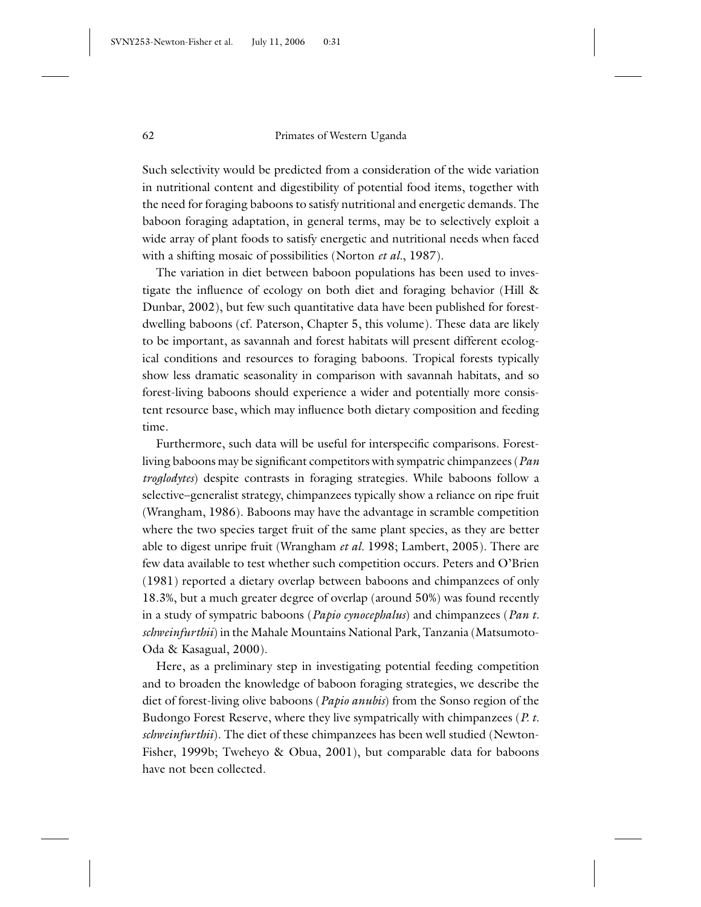Such selectivity would be predicted from a consideration of the wide variation in nutritional content and digestibility of potential food items, together with the need for foraging baboons to satisfy nutritional and energetic demands. The baboon foraging adaptation, in general terms, may be to selectively exploit a wide array of plant foods to satisfy energetic and nutritional needs when faced with a shifting mosaic of possibilities (Norton *et al*., 1987).

The variation in diet between baboon populations has been used to investigate the influence of ecology on both diet and foraging behavior (Hill & Dunbar, 2002), but few such quantitative data have been published for forest-dwelling baboons (cf. Paterson, Chapter 5, this volume). These data are likely to be important, as savannah and forest habitats will present different ecological conditions and resources to foraging baboons. Tropical forests typically show less dramatic seasonality in comparison with savannah habitats, and so forest-living baboons should experience a wider and potentially more consistent resource base, which may influence both dietary composition and feeding time.

Furthermore, such data will be useful for interspecific comparisons. Forest-living baboons may be significant competitors with sympatric chimpanzees (*Pan troglodytes*) despite contrasts in foraging strategies. While baboons follow a selective–generalist strategy, chimpanzees typically show a reliance on ripe fruit (Wrangham, 1986). Baboons may have the advantage in scramble competition where the two species target fruit of the same plant species, as they are better able to digest unripe fruit (Wrangham *et al.* 1998; Lambert, 2005). There are few data available to test whether such competition occurs. Peters and O'Brien (1981) reported a dietary overlap between baboons and chimpanzees of only 18.3%, but a much greater degree of overlap (around 50%) was found recently in a study of sympatric baboons (*Papio cynocephalus*) and chimpanzees (*Pan t. schweinfurthii*) in the Mahale Mountains National Park, Tanzania (Matsumoto-Oda & Kasagual, 2000).

Here, as a preliminary step in investigating potential feeding competition and to broaden the knowledge of baboon foraging strategies, we describe the diet of forest-living olive baboons (*Papio anubis*) from the Sonso region of the Budongo Forest Reserve, where they live sympatrically with chimpanzees (*P. t. schweinfurthii*). The diet of these chimpanzees has been well studied (Newton-Fisher, 1999b; Tweheyo & Obua, 2001), but comparable data for baboons have not been collected.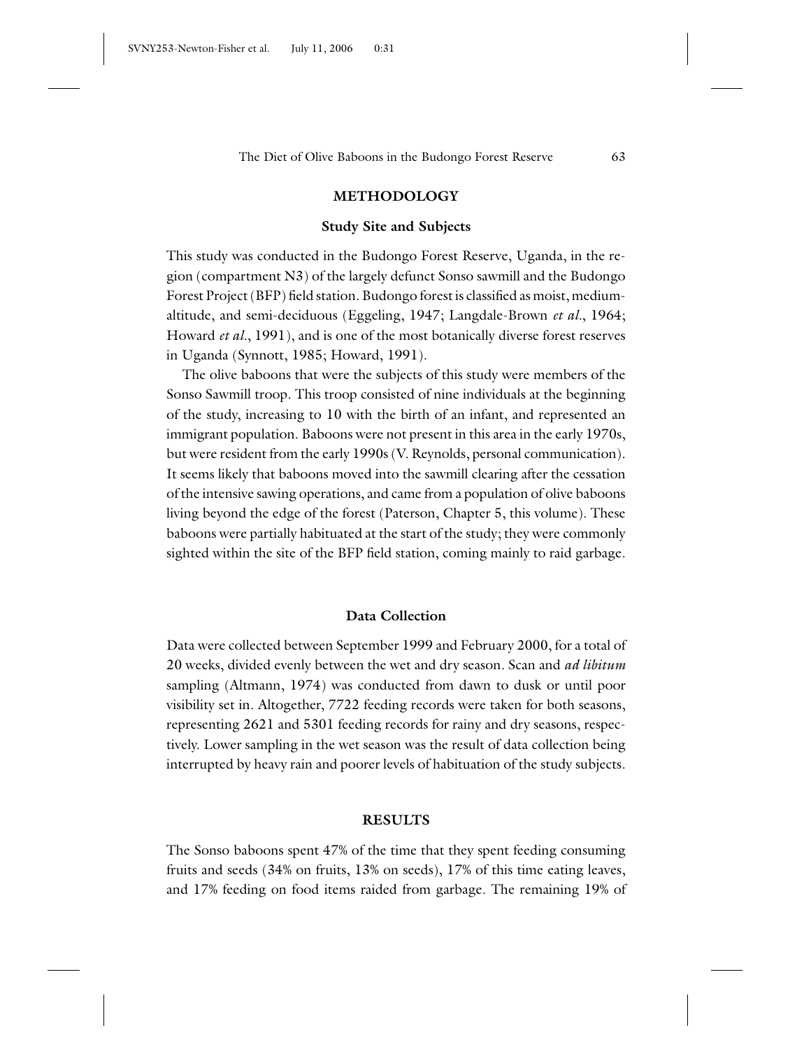## METHODOLOGY

### Study Site and Subjects

This study was conducted in the Budongo Forest Reserve, Uganda, in the region (compartment N3) of the largely defunct Sonso sawmill and the Budongo Forest Project (BFP) field station. Budongo forest is classified as moist, medium-altitude, and semi-deciduous (Eggeling, 1947; Langdale-Brown *et al.*, 1964; Howard *et al.*, 1991), and is one of the most botanically diverse forest reserves in Uganda (Synnott, 1985; Howard, 1991).

The olive baboons that were the subjects of this study were members of the Sonso Sawmill troop. This troop consisted of nine individuals at the beginning of the study, increasing to 10 with the birth of an infant, and represented an immigrant population. Baboons were not present in this area in the early 1970s, but were resident from the early 1990s (V. Reynolds, personal communication). It seems likely that baboons moved into the sawmill clearing after the cessation of the intensive sawing operations, and came from a population of olive baboons living beyond the edge of the forest (Paterson, Chapter 5, this volume). These baboons were partially habituated at the start of the study; they were commonly sighted within the site of the BFP field station, coming mainly to raid garbage.

### Data Collection

Data were collected between September 1999 and February 2000, for a total of 20 weeks, divided evenly between the wet and dry season. Scan and *ad libitum* sampling (Altmann, 1974) was conducted from dawn to dusk or until poor visibility set in. Altogether, 7722 feeding records were taken for both seasons, representing 2621 and 5301 feeding records for rainy and dry seasons, respectively. Lower sampling in the wet season was the result of data collection being interrupted by heavy rain and poorer levels of habituation of the study subjects.

## RESULTS

The Sonso baboons spent 47% of the time that they spent feeding consuming fruits and seeds (34% on fruits, 13% on seeds), 17% of this time eating leaves, and 17% feeding on food items raided from garbage. The remaining 19% of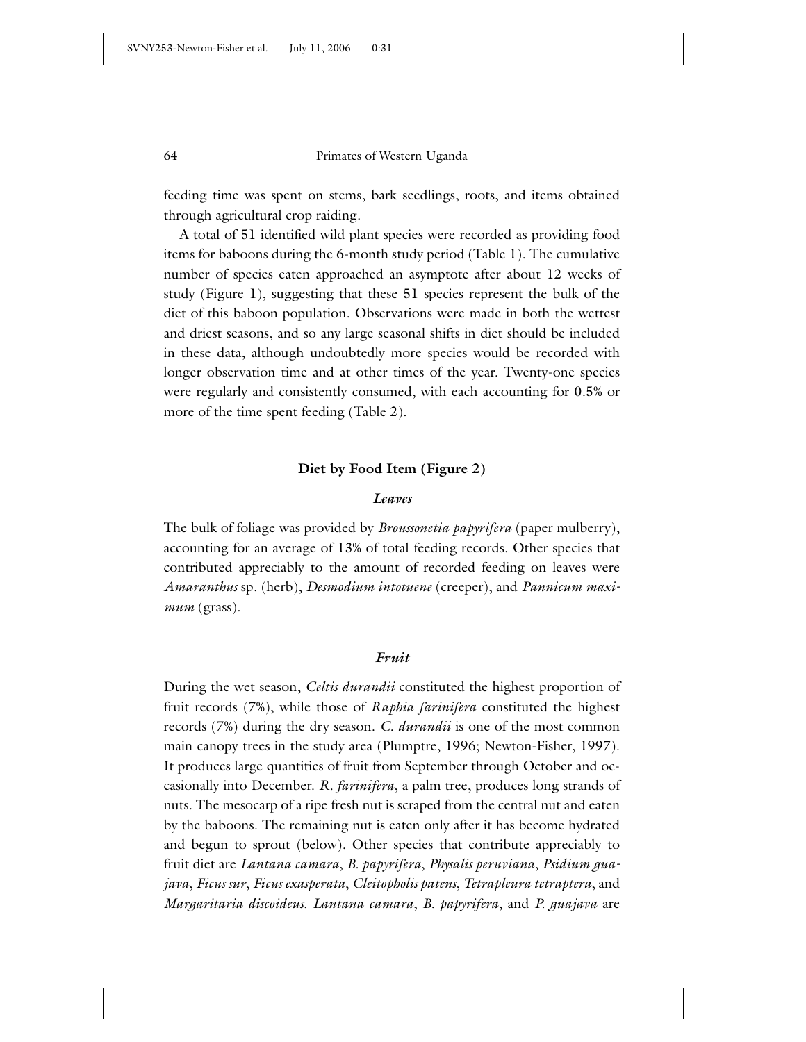feeding time was spent on stems, bark seedlings, roots, and items obtained through agricultural crop raiding.

A total of 51 identified wild plant species were recorded as providing food items for baboons during the 6-month study period (Table 1). The cumulative number of species eaten approached an asymptote after about 12 weeks of study (Figure 1), suggesting that these 51 species represent the bulk of the diet of this baboon population. Observations were made in both the wettest and driest seasons, and so any large seasonal shifts in diet should be included in these data, although undoubtedly more species would be recorded with longer observation time and at other times of the year. Twenty-one species were regularly and consistently consumed, with each accounting for 0.5% or more of the time spent feeding (Table 2).

## Diet by Food Item (Figure 2)

### *Leaves*

The bulk of foliage was provided by *Broussonetia papyrifera* (paper mulberry), accounting for an average of 13% of total feeding records. Other species that contributed appreciably to the amount of recorded feeding on leaves were *Amaranthus* sp. (herb), *Desmodium intotuene* (creeper), and *Pannicum maximum* (grass).

### *Fruit*

During the wet season, *Celtis durandii* constituted the highest proportion of fruit records (7%), while those of *Raphia farinifera* constituted the highest records (7%) during the dry season. *C. durandii* is one of the most common main canopy trees in the study area (Plumptre, 1996; Newton-Fisher, 1997). It produces large quantities of fruit from September through October and occasionally into December. *R. farinifera*, a palm tree, produces long strands of nuts. The mesocarp of a ripe fresh nut is scraped from the central nut and eaten by the baboons. The remaining nut is eaten only after it has become hydrated and begun to sprout (below). Other species that contribute appreciably to fruit diet are *Lantana camara*, *B. papyrifera*, *Physalis peruviana*, *Psidium guajava*, *Ficus sur*, *Ficus exasperata*, *Cleitopholis patens*, *Tetrapleura tetraptera*, and *Margaritaria discoideus. Lantana camara*, *B. papyrifera*, and *P. guajava* are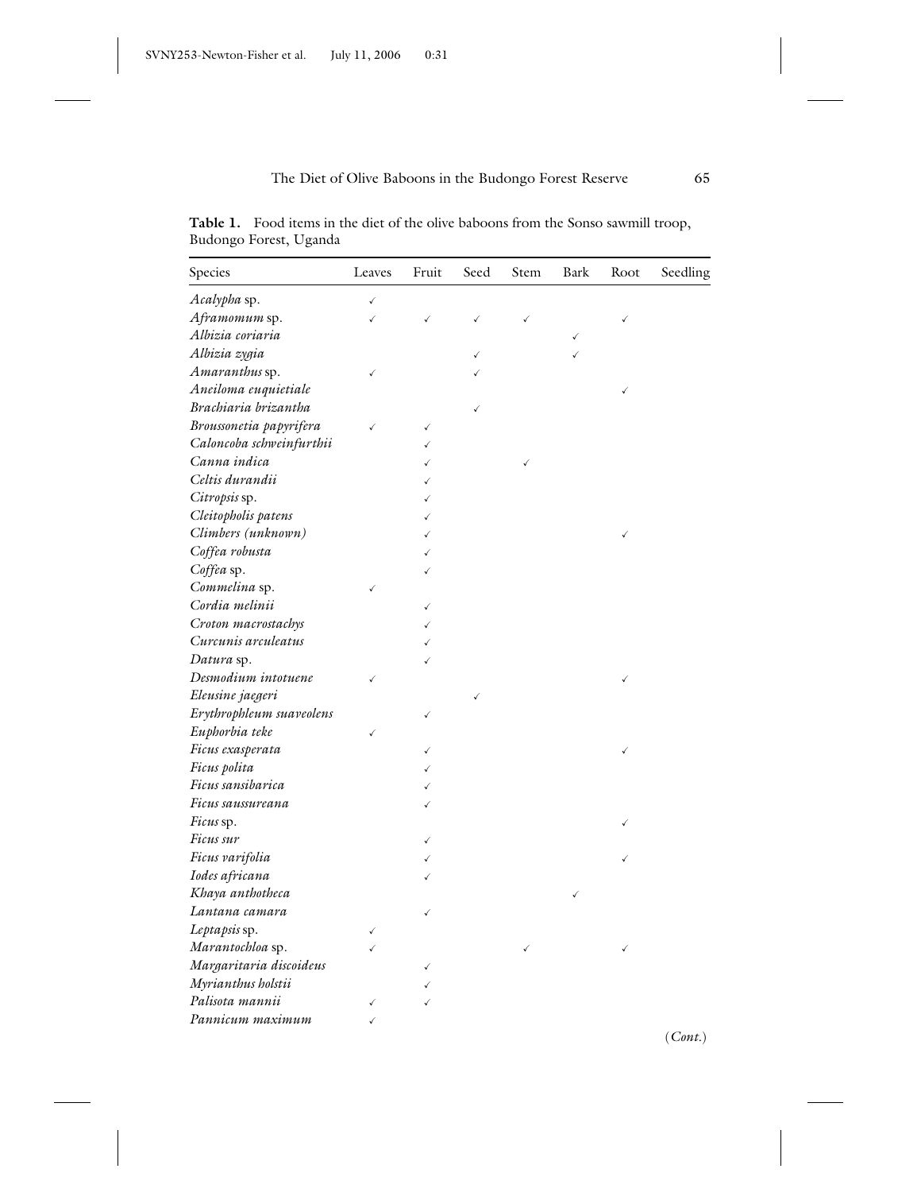**Table 1.** Food items in the diet of the olive baboons from the Sonso sawmill troop, Budongo Forest, Uganda

| Species | Leaves | Fruit | Seed | Stem | Bark | Root | Seedling |
|---|---|---|---|---|---|---|---|
| *Acalypha* sp. | ✓ | | | | | | |
| *Aframomum* sp. | ✓ | ✓ | ✓ | ✓ | | ✓ | |
| *Albizia coriaria* | | | | | ✓ | | |
| *Albizia zygia* | | | ✓ | | ✓ | | |
| *Amaranthus* sp. | ✓ | | ✓ | | | | |
| *Aneiloma euquietiale* | | | | | | ✓ | |
| *Brachiaria brizantha* | | | ✓ | | | | |
| *Broussonetia papyrifera* | ✓ | ✓ | | | | | |
| *Caloncoba schweinfurthii* | | ✓ | | | | | |
| *Canna indica* | | ✓ | | ✓ | | | |
| *Celtis durandii* | | ✓ | | | | | |
| *Citropsis* sp. | | ✓ | | | | | |
| *Cleitopholis patens* | | ✓ | | | | | |
| *Climbers (unknown)* | | ✓ | | | | ✓ | |
| *Coffea robusta* | | ✓ | | | | | |
| *Coffea* sp. | | ✓ | | | | | |
| *Commelina* sp. | ✓ | | | | | | |
| *Cordia melinii* | | ✓ | | | | | |
| *Croton macrostachys* | | ✓ | | | | | |
| *Curcunis arculeatus* | | ✓ | | | | | |
| *Datura* sp. | | ✓ | | | | | |
| *Desmodium intotuene* | ✓ | | | | | ✓ | |
| *Eleusine jaegeri* | | | ✓ | | | | |
| *Erythrophleum suaveolens* | | ✓ | | | | | |
| *Euphorbia teke* | ✓ | | | | | | |
| *Ficus exasperata* | | ✓ | | | | ✓ | |
| *Ficus polita* | | ✓ | | | | | |
| *Ficus sansibarica* | | ✓ | | | | | |
| *Ficus saussureana* | | ✓ | | | | | |
| *Ficus* sp. | | | | | | ✓ | |
| *Ficus sur* | | ✓ | | | | | |
| *Ficus varifolia* | | ✓ | | | | ✓ | |
| *Iodes africana* | | ✓ | | | | | |
| *Khaya anthotheca* | | | | | ✓ | | |
| *Lantana camara* | | ✓ | | | | | |
| *Leptapsis* sp. | ✓ | | | | | | |
| *Marantochloa* sp. | ✓ | | | ✓ | | ✓ | |
| *Margaritaria discoideus* | | ✓ | | | | | |
| *Myrianthus holstii* | | ✓ | | | | | |
| *Palisota mannii* | ✓ | ✓ | | | | | |
| *Pannicum maximum* | ✓ | | | | | | |

(*Cont.*)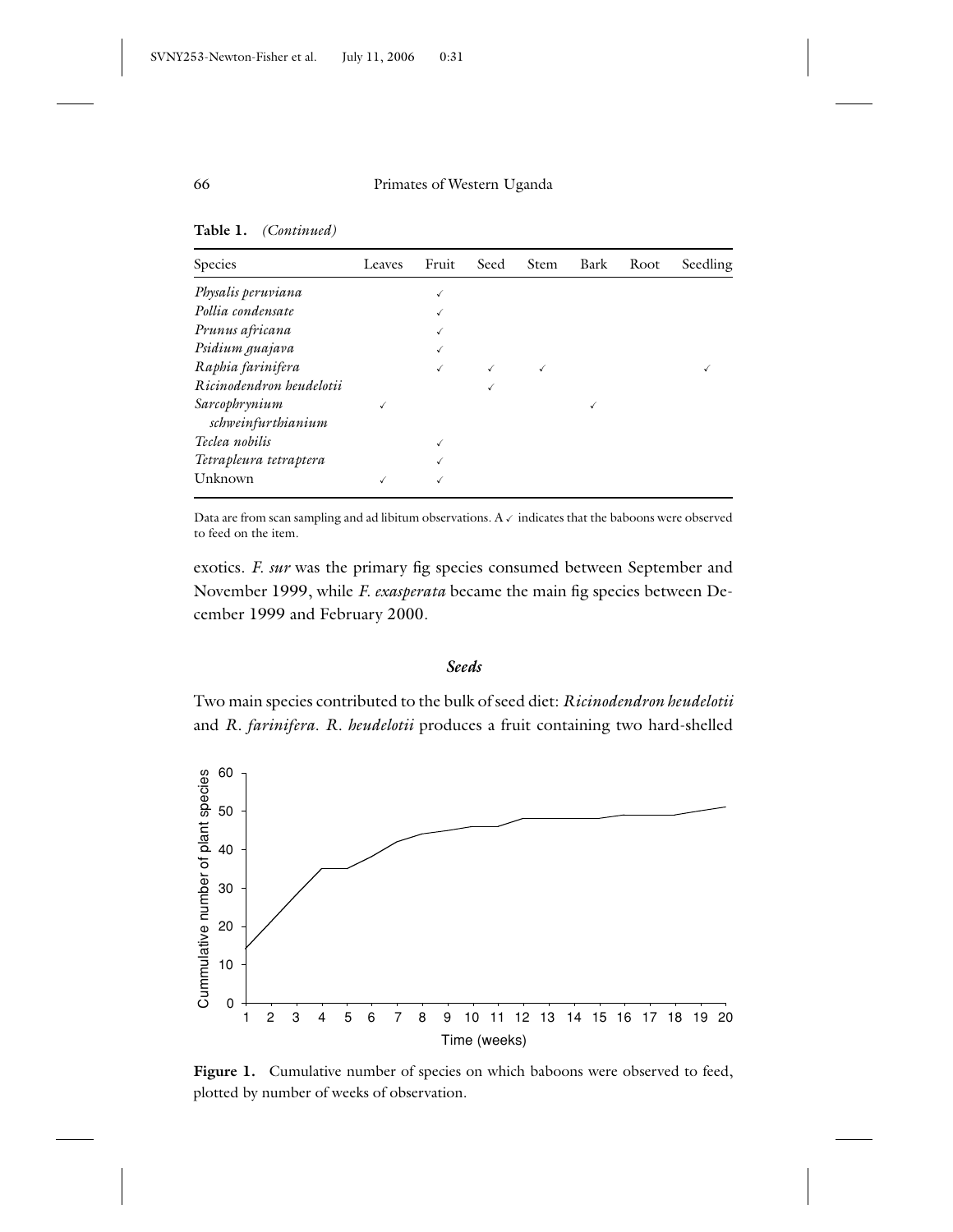**Table 1.** *(Continued)*

| Species | Leaves | Fruit | Seed | Stem | Bark | Root | Seedling |
|---|---|---|---|---|---|---|---|
| *Physalis peruviana* | | ✓ | | | | | |
| *Pollia condensate* | | ✓ | | | | | |
| *Prunus africana* | | ✓ | | | | | |
| *Psidium guajava* | | ✓ | | | | | |
| *Raphia farinifera* | | ✓ | ✓ | ✓ | | | ✓ |
| *Ricinodendron heudelotii* | | | ✓ | | | | |
| *Sarcophrynium schweinfurthianium* | ✓ | | | | ✓ | | |
| *Teclea nobilis* | | ✓ | | | | | |
| *Tetrapleura tetraptera* | | ✓ | | | | | |
| Unknown | ✓ | ✓ | | | | | |

Data are from scan sampling and ad libitum observations. A ✓ indicates that the baboons were observed to feed on the item.

exotics. *F. sur* was the primary fig species consumed between September and November 1999, while *F. exasperata* became the main fig species between December 1999 and February 2000.

### *Seeds*

Two main species contributed to the bulk of seed diet: *Ricinodendron heudelotii* and *R. farinifera*. *R. heudelotii* produces a fruit containing two hard-shelled

**Figure 1.** Cumulative number of species on which baboons were observed to feed, plotted by number of weeks of observation.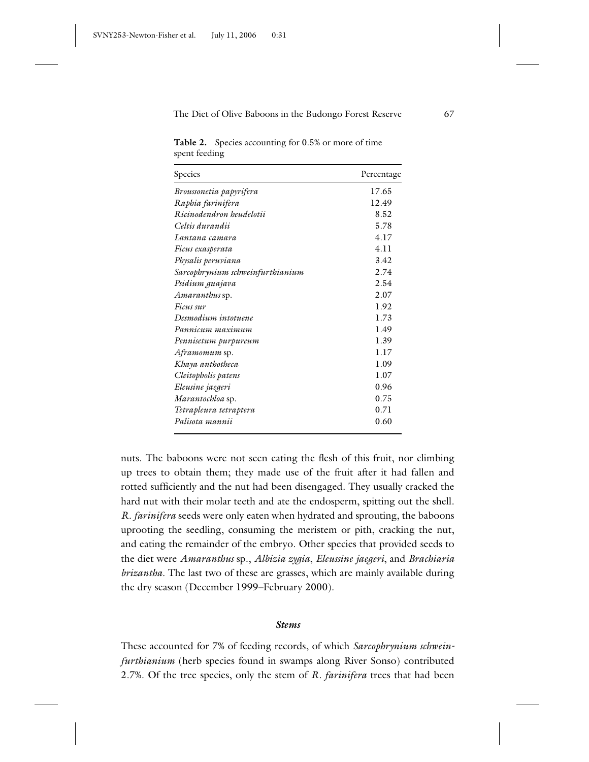**Table 2.** Species accounting for 0.5% or more of time spent feeding

| Species | Percentage |
|---|---|
| *Broussonetia papyrifera* | 17.65 |
| *Raphia farinifera* | 12.49 |
| *Ricinodendron heudelotii* | 8.52 |
| *Celtis durandii* | 5.78 |
| *Lantana camara* | 4.17 |
| *Ficus exasperata* | 4.11 |
| *Physalis peruviana* | 3.42 |
| *Sarcophrynium schweinfurthianium* | 2.74 |
| *Psidium guajava* | 2.54 |
| *Amaranthus* sp. | 2.07 |
| *Ficus sur* | 1.92 |
| *Desmodium intotuene* | 1.73 |
| *Pannicum maximum* | 1.49 |
| *Pennisetum purpureum* | 1.39 |
| *Aframomum* sp. | 1.17 |
| *Khaya anthotheca* | 1.09 |
| *Cleitopholis patens* | 1.07 |
| *Eleusine jaegeri* | 0.96 |
| *Marantochloa* sp. | 0.75 |
| *Tetrapleura tetraptera* | 0.71 |
| *Palisota mannii* | 0.60 |

nuts. The baboons were not seen eating the flesh of this fruit, nor climbing up trees to obtain them; they made use of the fruit after it had fallen and rotted sufficiently and the nut had been disengaged. They usually cracked the hard nut with their molar teeth and ate the endosperm, spitting out the shell. *R. farinifera* seeds were only eaten when hydrated and sprouting, the baboons uprooting the seedling, consuming the meristem or pith, cracking the nut, and eating the remainder of the embryo. Other species that provided seeds to the diet were *Amaranthus* sp., *Albizia zygia*, *Eleussine jaegeri*, and *Brachiaria brizantha*. The last two of these are grasses, which are mainly available during the dry season (December 1999–February 2000).

### *Stems*

These accounted for 7% of feeding records, of which *Sarcophrynium schweinfurthianium* (herb species found in swamps along River Sonso) contributed 2.7%. Of the tree species, only the stem of *R. farinifera* trees that had been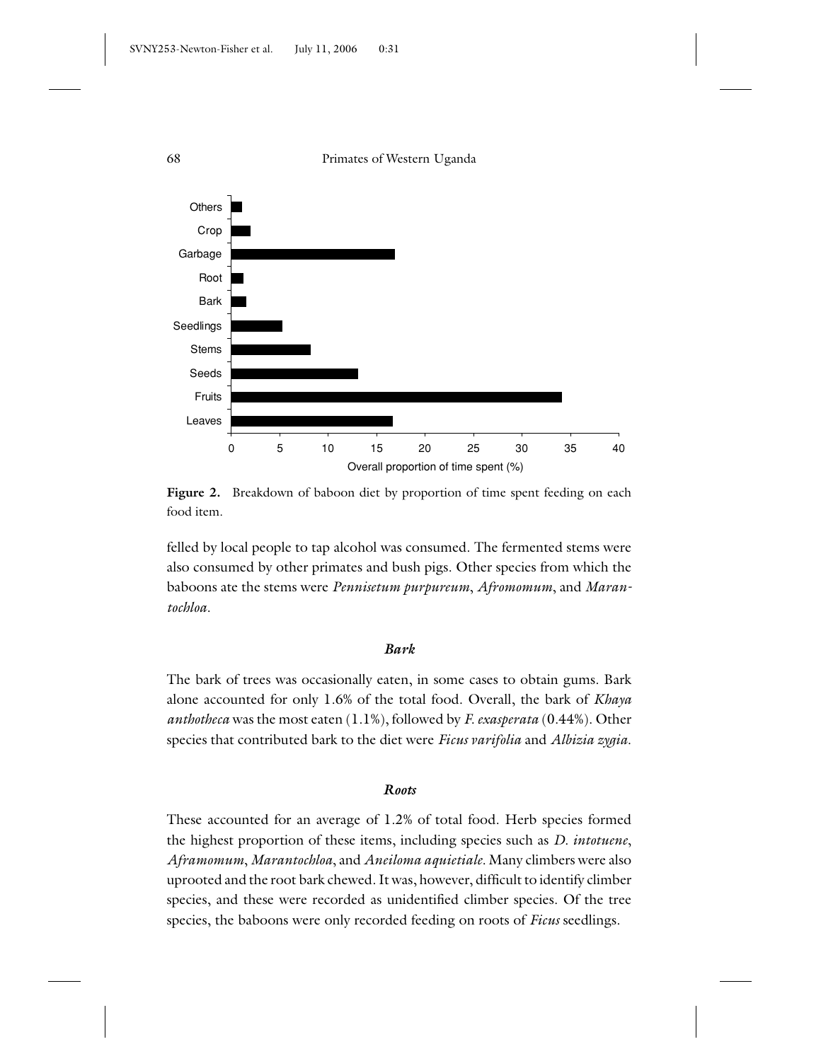**Figure 2.** Breakdown of baboon diet by proportion of time spent feeding on each food item.

felled by local people to tap alcohol was consumed. The fermented stems were also consumed by other primates and bush pigs. Other species from which the baboons ate the stems were *Pennisetum purpureum*, *Afromomum*, and *Marantochloa*.

### *Bark*

The bark of trees was occasionally eaten, in some cases to obtain gums. Bark alone accounted for only 1.6% of the total food. Overall, the bark of *Khaya anthotheca* was the most eaten (1.1%), followed by *F. exasperata* (0.44%). Other species that contributed bark to the diet were *Ficus varifolia* and *Albizia zygia*.

### *Roots*

These accounted for an average of 1.2% of total food. Herb species formed the highest proportion of these items, including species such as *D. intotuene*, *Aframomum*, *Marantochloa*, and *Aneiloma aquietiale*. Many climbers were also uprooted and the root bark chewed. It was, however, difficult to identify climber species, and these were recorded as unidentified climber species. Of the tree species, the baboons were only recorded feeding on roots of *Ficus* seedlings.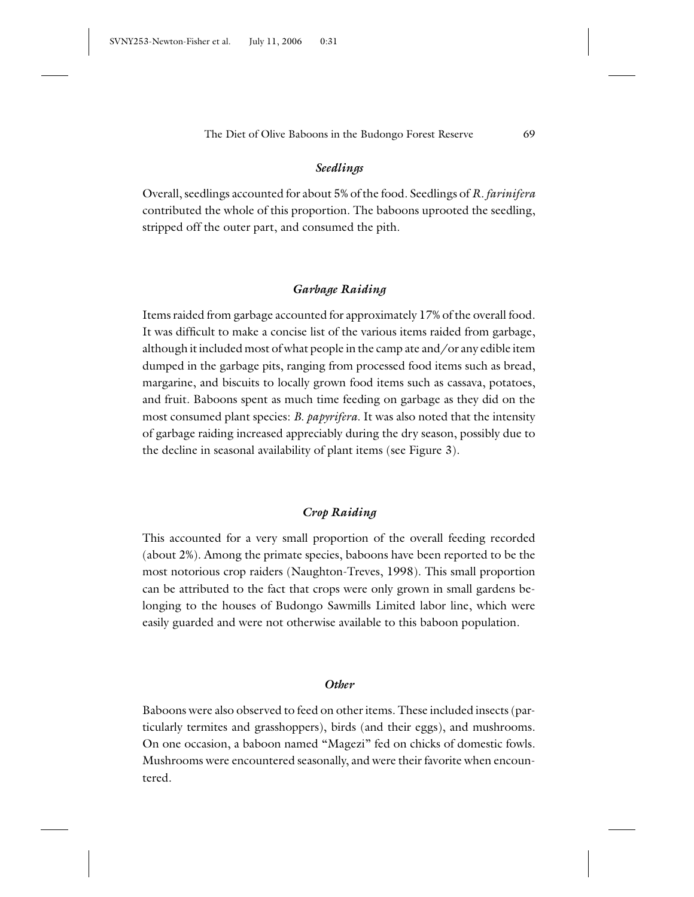### *Seedlings*

Overall, seedlings accounted for about 5% of the food. Seedlings of *R. farinifera* contributed the whole of this proportion. The baboons uprooted the seedling, stripped off the outer part, and consumed the pith.

### *Garbage Raiding*

Items raided from garbage accounted for approximately 17% of the overall food. It was difficult to make a concise list of the various items raided from garbage, although it included most of what people in the camp ate and/or any edible item dumped in the garbage pits, ranging from processed food items such as bread, margarine, and biscuits to locally grown food items such as cassava, potatoes, and fruit. Baboons spent as much time feeding on garbage as they did on the most consumed plant species: *B. papyrifera*. It was also noted that the intensity of garbage raiding increased appreciably during the dry season, possibly due to the decline in seasonal availability of plant items (see Figure 3).

### *Crop Raiding*

This accounted for a very small proportion of the overall feeding recorded (about 2%). Among the primate species, baboons have been reported to be the most notorious crop raiders (Naughton-Treves, 1998). This small proportion can be attributed to the fact that crops were only grown in small gardens belonging to the houses of Budongo Sawmills Limited labor line, which were easily guarded and were not otherwise available to this baboon population.

### *Other*

Baboons were also observed to feed on other items. These included insects (particularly termites and grasshoppers), birds (and their eggs), and mushrooms. On one occasion, a baboon named "Magezi" fed on chicks of domestic fowls. Mushrooms were encountered seasonally, and were their favorite when encountered.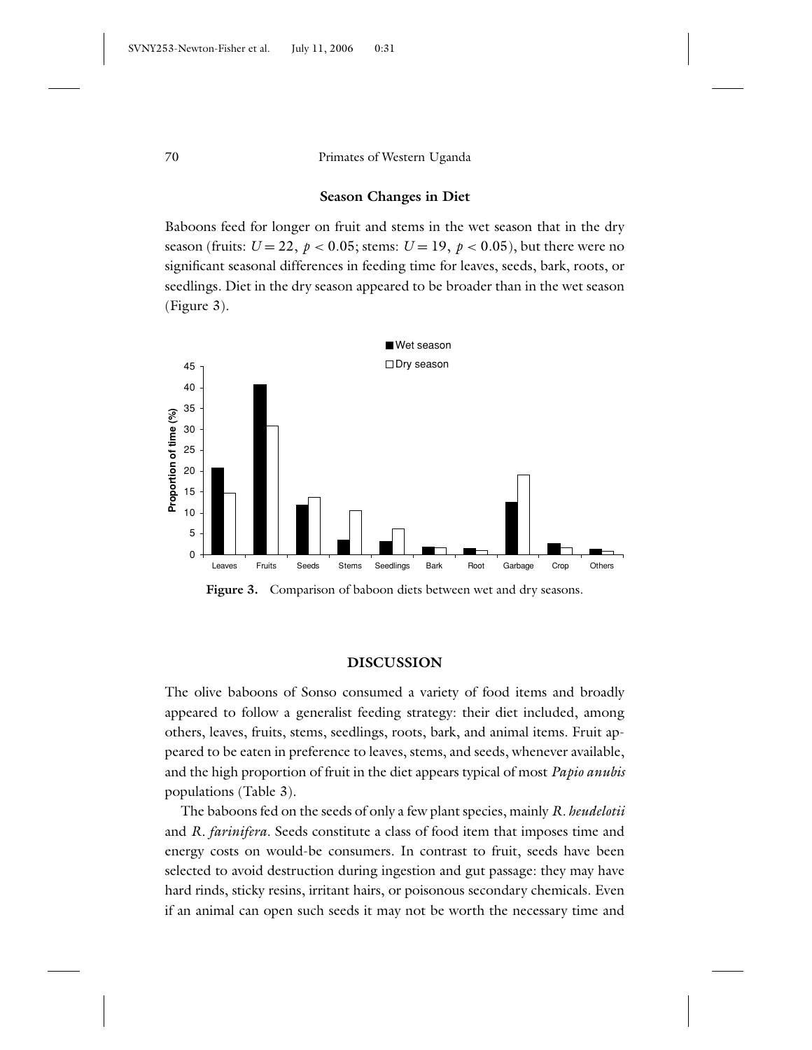### Season Changes in Diet

Baboons feed for longer on fruit and stems in the wet season that in the dry season (fruits: $U = 22$, $p < 0.05$; stems: $U = 19$, $p < 0.05$), but there were no significant seasonal differences in feeding time for leaves, seeds, bark, roots, or seedlings. Diet in the dry season appeared to be broader than in the wet season (Figure 3).

**Figure 3.** Comparison of baboon diets between wet and dry seasons.

## DISCUSSION

The olive baboons of Sonso consumed a variety of food items and broadly appeared to follow a generalist feeding strategy: their diet included, among others, leaves, fruits, stems, seedlings, roots, bark, and animal items. Fruit appeared to be eaten in preference to leaves, stems, and seeds, whenever available, and the high proportion of fruit in the diet appears typical of most *Papio anubis* populations (Table 3).

The baboons fed on the seeds of only a few plant species, mainly *R. heudelotii* and *R. farinifera*. Seeds constitute a class of food item that imposes time and energy costs on would-be consumers. In contrast to fruit, seeds have been selected to avoid destruction during ingestion and gut passage: they may have hard rinds, sticky resins, irritant hairs, or poisonous secondary chemicals. Even if an animal can open such seeds it may not be worth the necessary time and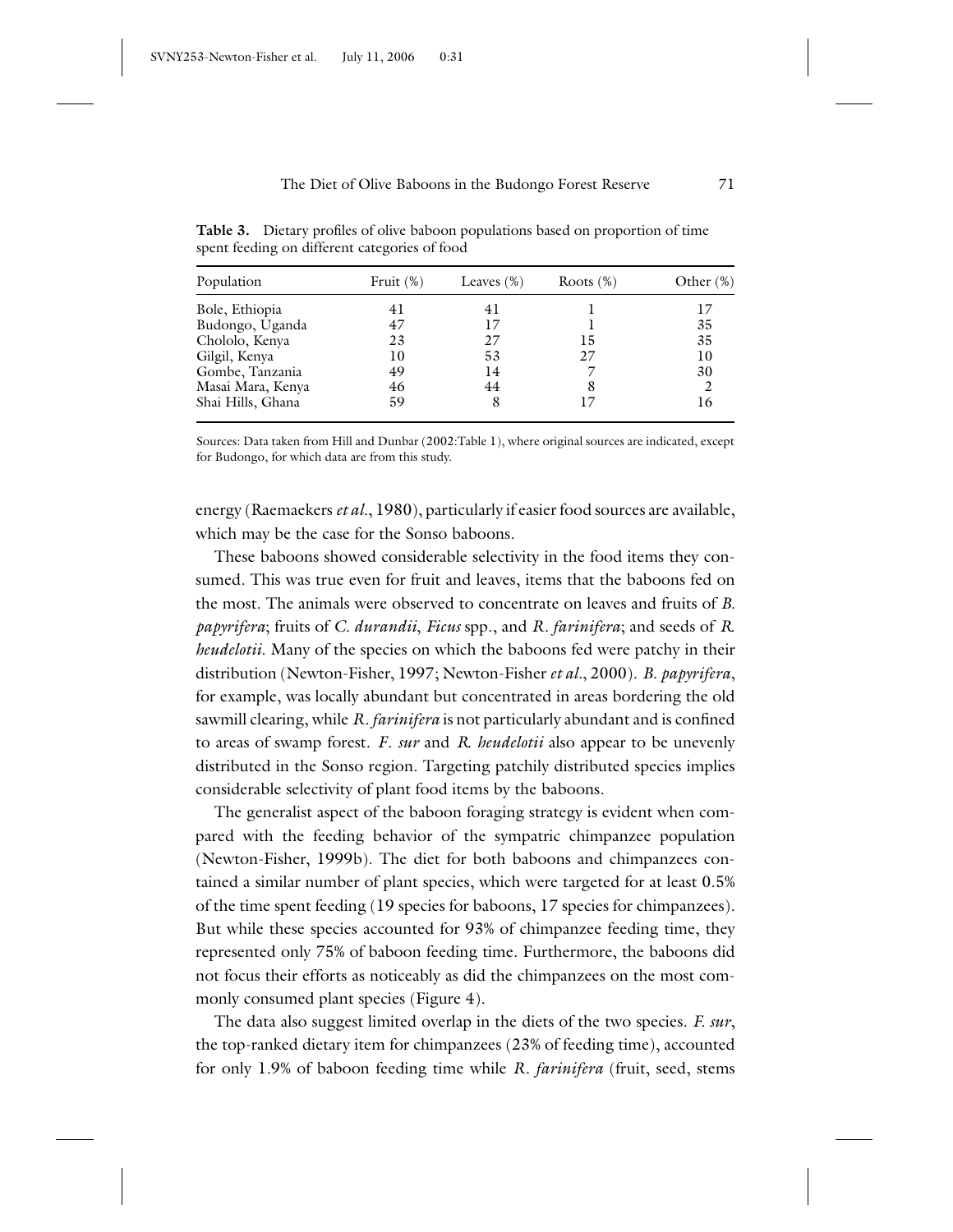**Table 3.** Dietary profiles of olive baboon populations based on proportion of time spent feeding on different categories of food

| Population | Fruit (%) | Leaves (%) | Roots (%) | Other (%) |
|---|---|---|---|---|
| Bole, Ethiopia | 41 | 41 | 1 | 17 |
| Budongo, Uganda | 47 | 17 | 1 | 35 |
| Chololo, Kenya | 23 | 27 | 15 | 35 |
| Gilgil, Kenya | 10 | 53 | 27 | 10 |
| Gombe, Tanzania | 49 | 14 | 7 | 30 |
| Masai Mara, Kenya | 46 | 44 | 8 | 2 |
| Shai Hills, Ghana | 59 | 8 | 17 | 16 |

Sources: Data taken from Hill and Dunbar (2002:Table 1), where original sources are indicated, except for Budongo, for which data are from this study.

energy (Raemaekers *et al.*, 1980), particularly if easier food sources are available, which may be the case for the Sonso baboons.

These baboons showed considerable selectivity in the food items they consumed. This was true even for fruit and leaves, items that the baboons fed on the most. The animals were observed to concentrate on leaves and fruits of *B. papyrifera*; fruits of *C. durandii*, *Ficus* spp., and *R. farinifera*; and seeds of *R. heudelotii*. Many of the species on which the baboons fed were patchy in their distribution (Newton-Fisher, 1997; Newton-Fisher *et al.*, 2000). *B. papyrifera*, for example, was locally abundant but concentrated in areas bordering the old sawmill clearing, while *R. farinifera* is not particularly abundant and is confined to areas of swamp forest. *F. sur* and *R. heudelotii* also appear to be unevenly distributed in the Sonso region. Targeting patchily distributed species implies considerable selectivity of plant food items by the baboons.

The generalist aspect of the baboon foraging strategy is evident when compared with the feeding behavior of the sympatric chimpanzee population (Newton-Fisher, 1999b). The diet for both baboons and chimpanzees contained a similar number of plant species, which were targeted for at least 0.5% of the time spent feeding (19 species for baboons, 17 species for chimpanzees). But while these species accounted for 93% of chimpanzee feeding time, they represented only 75% of baboon feeding time. Furthermore, the baboons did not focus their efforts as noticeably as did the chimpanzees on the most commonly consumed plant species (Figure 4).

The data also suggest limited overlap in the diets of the two species. *F. sur*, the top-ranked dietary item for chimpanzees (23% of feeding time), accounted for only 1.9% of baboon feeding time while *R. farinifera* (fruit, seed, stems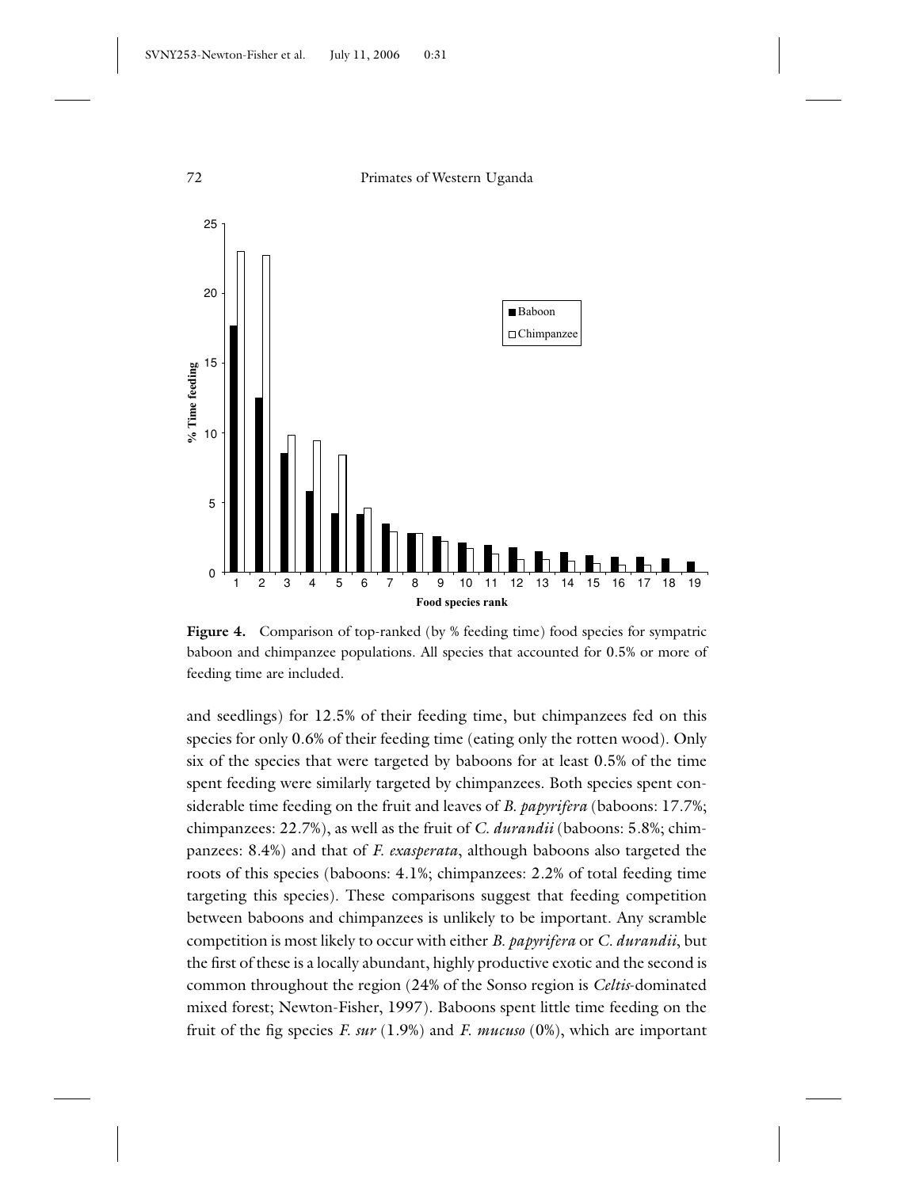**Figure 4.** Comparison of top-ranked (by % feeding time) food species for sympatric baboon and chimpanzee populations. All species that accounted for 0.5% or more of feeding time are included.

and seedlings) for 12.5% of their feeding time, but chimpanzees fed on this species for only 0.6% of their feeding time (eating only the rotten wood). Only six of the species that were targeted by baboons for at least 0.5% of the time spent feeding were similarly targeted by chimpanzees. Both species spent considerable time feeding on the fruit and leaves of *B. papyrifera* (baboons: 17.7%; chimpanzees: 22.7%), as well as the fruit of *C. durandii* (baboons: 5.8%; chimpanzees: 8.4%) and that of *F. exasperata*, although baboons also targeted the roots of this species (baboons: 4.1%; chimpanzees: 2.2% of total feeding time targeting this species). These comparisons suggest that feeding competition between baboons and chimpanzees is unlikely to be important. Any scramble competition is most likely to occur with either *B. papyrifera* or *C. durandii*, but the first of these is a locally abundant, highly productive exotic and the second is common throughout the region (24% of the Sonso region is *Celtis*-dominated mixed forest; Newton-Fisher, 1997). Baboons spent little time feeding on the fruit of the fig species *F. sur* (1.9%) and *F. mucuso* (0%), which are important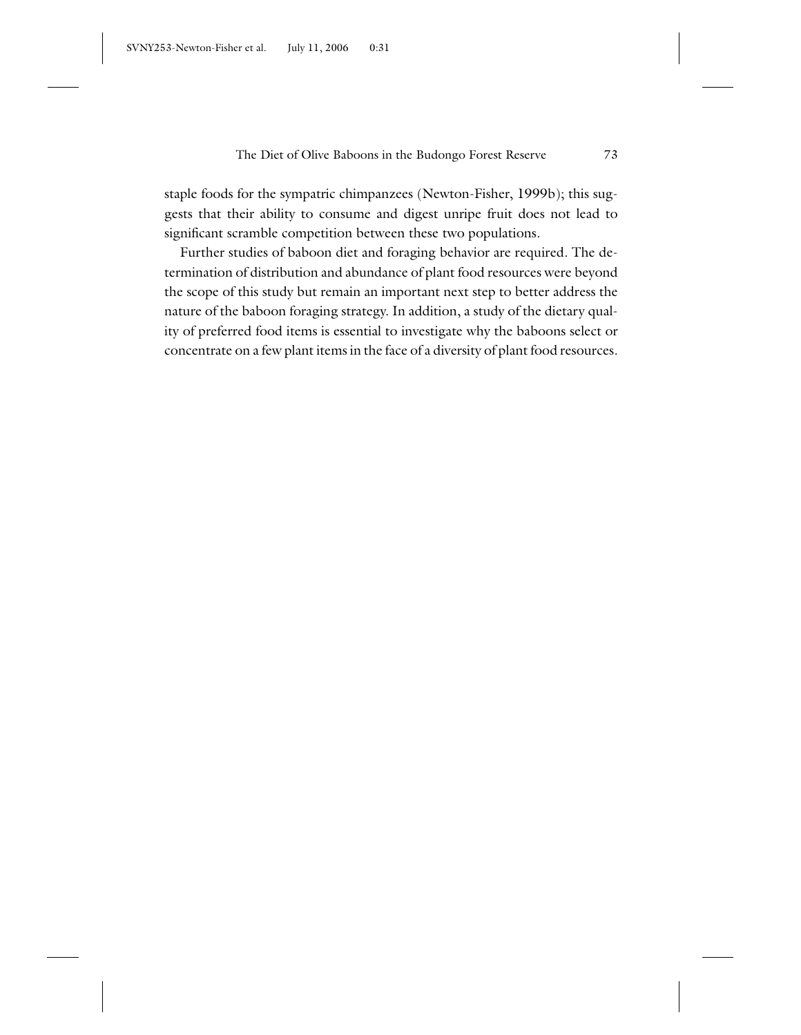staple foods for the sympatric chimpanzees (Newton-Fisher, 1999b); this suggests that their ability to consume and digest unripe fruit does not lead to significant scramble competition between these two populations.

Further studies of baboon diet and foraging behavior are required. The determination of distribution and abundance of plant food resources were beyond the scope of this study but remain an important next step to better address the nature of the baboon foraging strategy. In addition, a study of the dietary quality of preferred food items is essential to investigate why the baboons select or concentrate on a few plant items in the face of a diversity of plant food resources.